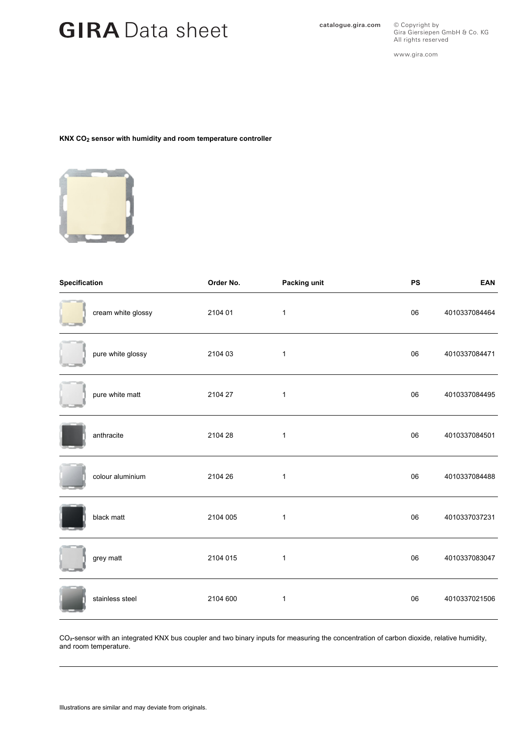# GIRA Data sheet

catalogue.gira.com

© Copyright by Gira Giersiepen GmbH & Co. KG All rights reserved

www.gira.com

**KNX $CO_2$ sensor with humidity and room temperature controller**

| Specification | Order No. | Packing unit | PS | EAN |
|---|---|---|---|---|
| cream white glossy | 2104 01 | 1 | 06 | 4010337084464 |
| pure white glossy | 2104 03 | 1 | 06 | 4010337084471 |
| pure white matt | 2104 27 | 1 | 06 | 4010337084495 |
| anthracite | 2104 28 | 1 | 06 | 4010337084501 |
| colour aluminium | 2104 26 | 1 | 06 | 4010337084488 |
| black matt | 2104 005 | 1 | 06 | 4010337037231 |
| grey matt | 2104 015 | 1 | 06 | 4010337083047 |
| stainless steel | 2104 600 | 1 | 06 | 4010337021506 |

$CO_2$-sensor with an integrated KNX bus coupler and two binary inputs for measuring the concentration of carbon dioxide, relative humidity, and room temperature.

Illustrations are similar and may deviate from originals.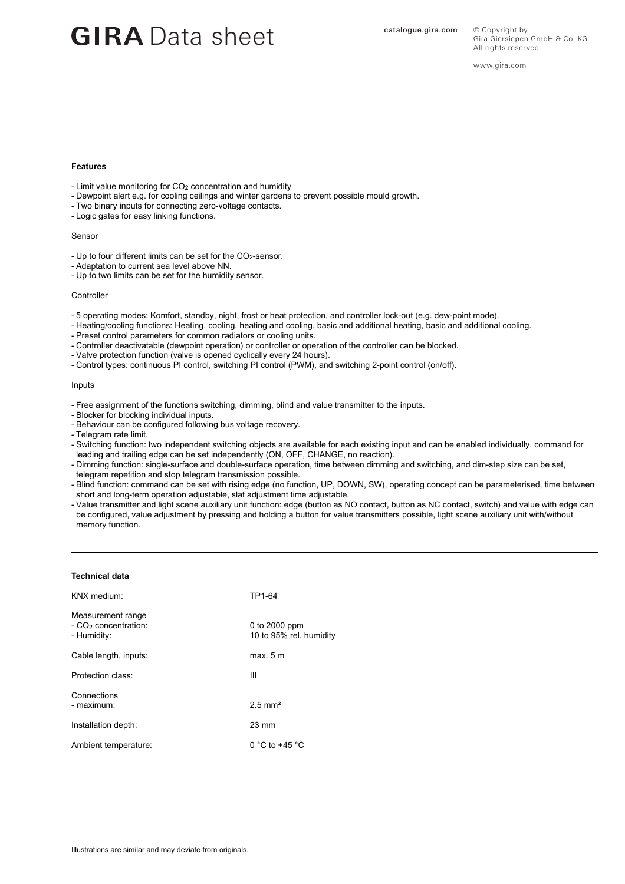### Features

- Limit value monitoring for $CO_2$ concentration and humidity
- Dewpoint alert e.g. for cooling ceilings and winter gardens to prevent possible mould growth.
- Two binary inputs for connecting zero-voltage contacts.
- Logic gates for easy linking functions.

Sensor

- Up to four different limits can be set for the $CO_2$-sensor.
- Adaptation to current sea level above NN.
- Up to two limits can be set for the humidity sensor.

Controller

- 5 operating modes: Komfort, standby, night, frost or heat protection, and controller lock-out (e.g. dew-point mode).
- Heating/cooling functions: Heating, cooling, heating and cooling, basic and additional heating, basic and additional cooling.
- Preset control parameters for common radiators or cooling units.
- Controller deactivatable (dewpoint operation) or controller or operation of the controller can be blocked.
- Valve protection function (valve is opened cyclically every 24 hours).
- Control types: continuous PI control, switching PI control (PWM), and switching 2-point control (on/off).

Inputs

- Free assignment of the functions switching, dimming, blind and value transmitter to the inputs.
- Blocker for blocking individual inputs.
- Behaviour can be configured following bus voltage recovery.
- Telegram rate limit.
- Switching function: two independent switching objects are available for each existing input and can be enabled individually, command for leading and trailing edge can be set independently (ON, OFF, CHANGE, no reaction).
- Dimming function: single-surface and double-surface operation, time between dimming and switching, and dim-step size can be set, telegram repetition and stop telegram transmission possible.
- Blind function: command can be set with rising edge (no function, UP, DOWN, SW), operating concept can be parameterised, time between short and long-term operation adjustable, slat adjustment time adjustable.
- Value transmitter and light scene auxiliary unit function: edge (button as NO contact, button as NC contact, switch) and value with edge can be configured, value adjustment by pressing and holding a button for value transmitters possible, light scene auxiliary unit with/without memory function.

---

### Technical data

| | |
|---|---|
| KNX medium: | TP1-64 |
| Measurement range | |
| - $CO_2$ concentration: | 0 to 2000 ppm |
| - Humidity: | 10 to 95% rel. humidity |
| Cable length, inputs: | max. 5 m |
| Protection class: | III |
| Connections | |
| - maximum: | 2.5 mm² |
| Installation depth: | 23 mm |
| Ambient temperature: | 0 °C to +45 °C |

---

Illustrations are similar and may deviate from originals.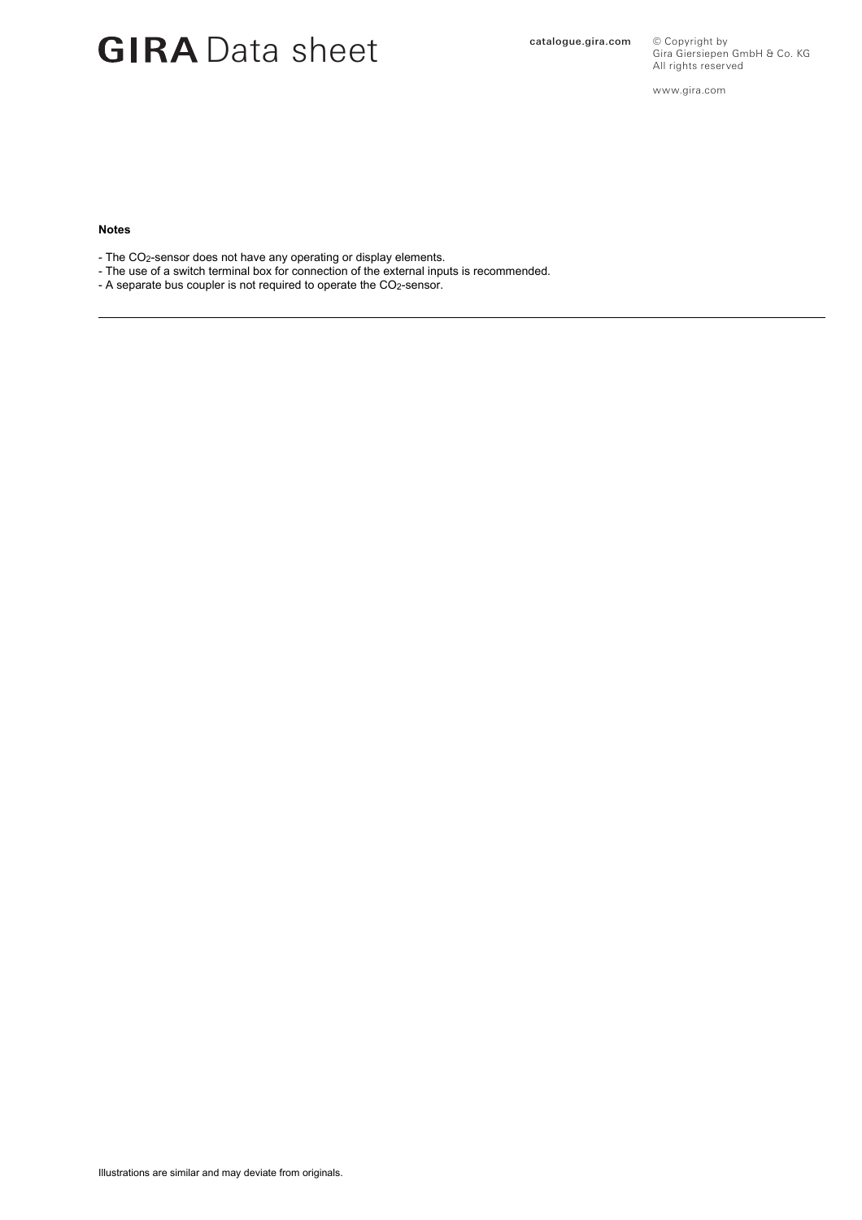**Notes**

- The $CO_2$-sensor does not have any operating or display elements.
- The use of a switch terminal box for connection of the external inputs is recommended.
- A separate bus coupler is not required to operate the $CO_2$-sensor.

---

Illustrations are similar and may deviate from originals.